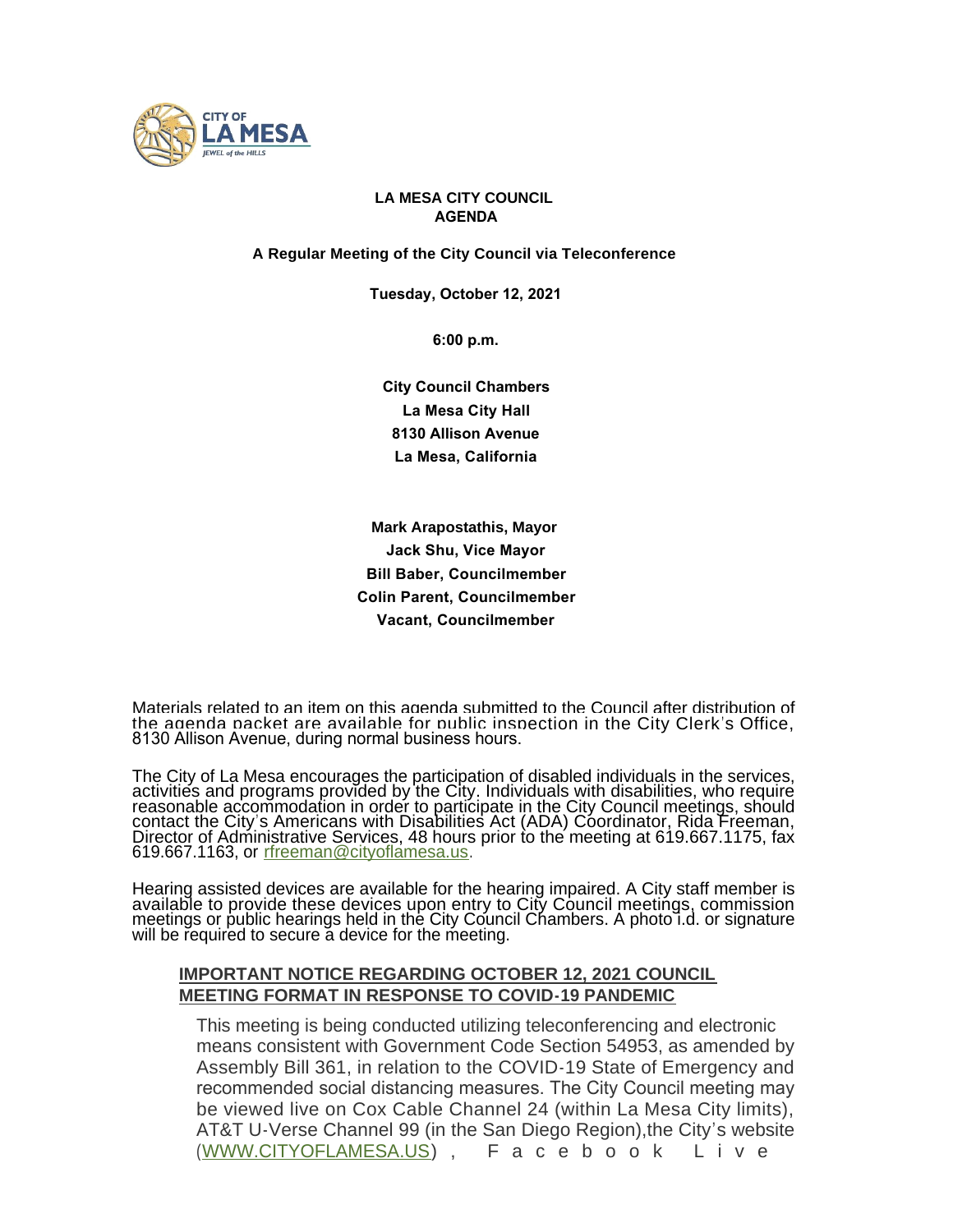**LA MESA CITY COUNCIL**
**AGENDA**

**A Regular Meeting of the City Council via Teleconference**

**Tuesday, October 12, 2021**

**6:00 p.m.**

**City Council Chambers**
**La Mesa City Hall**
**8130 Allison Avenue**
**La Mesa, California**

**Mark Arapostathis, Mayor**
**Jack Shu, Vice Mayor**
**Bill Baber, Councilmember**
**Colin Parent, Councilmember**
**Vacant, Councilmember**

Materials related to an item on this agenda submitted to the Council after distribution of the agenda packet are available for public inspection in the City Clerk's Office, 8130 Allison Avenue, during normal business hours.

The City of La Mesa encourages the participation of disabled individuals in the services, activities and programs provided by the City. Individuals with disabilities, who require reasonable accommodation in order to participate in the City Council meetings, should contact the City's Americans with Disabilities Act (ADA) Coordinator, Rida Freeman, Director of Administrative Services, 48 hours prior to the meeting at 619.667.1175, fax 619.667.1163, or rfreeman@cityoflamesa.us.

Hearing assisted devices are available for the hearing impaired. A City staff member is available to provide these devices upon entry to City Council meetings, commission meetings or public hearings held in the City Council Chambers. A photo i.d. or signature will be required to secure a device for the meeting.

**IMPORTANT NOTICE REGARDING OCTOBER 12, 2021 COUNCIL MEETING FORMAT IN RESPONSE TO COVID-19 PANDEMIC**

This meeting is being conducted utilizing teleconferencing and electronic means consistent with Government Code Section 54953, as amended by Assembly Bill 361, in relation to the COVID-19 State of Emergency and recommended social distancing measures. The City Council meeting may be viewed live on Cox Cable Channel 24 (within La Mesa City limits), AT&T U-Verse Channel 99 (in the San Diego Region), the City's website (WWW.CITYOFLAMESA.US), Facebook Live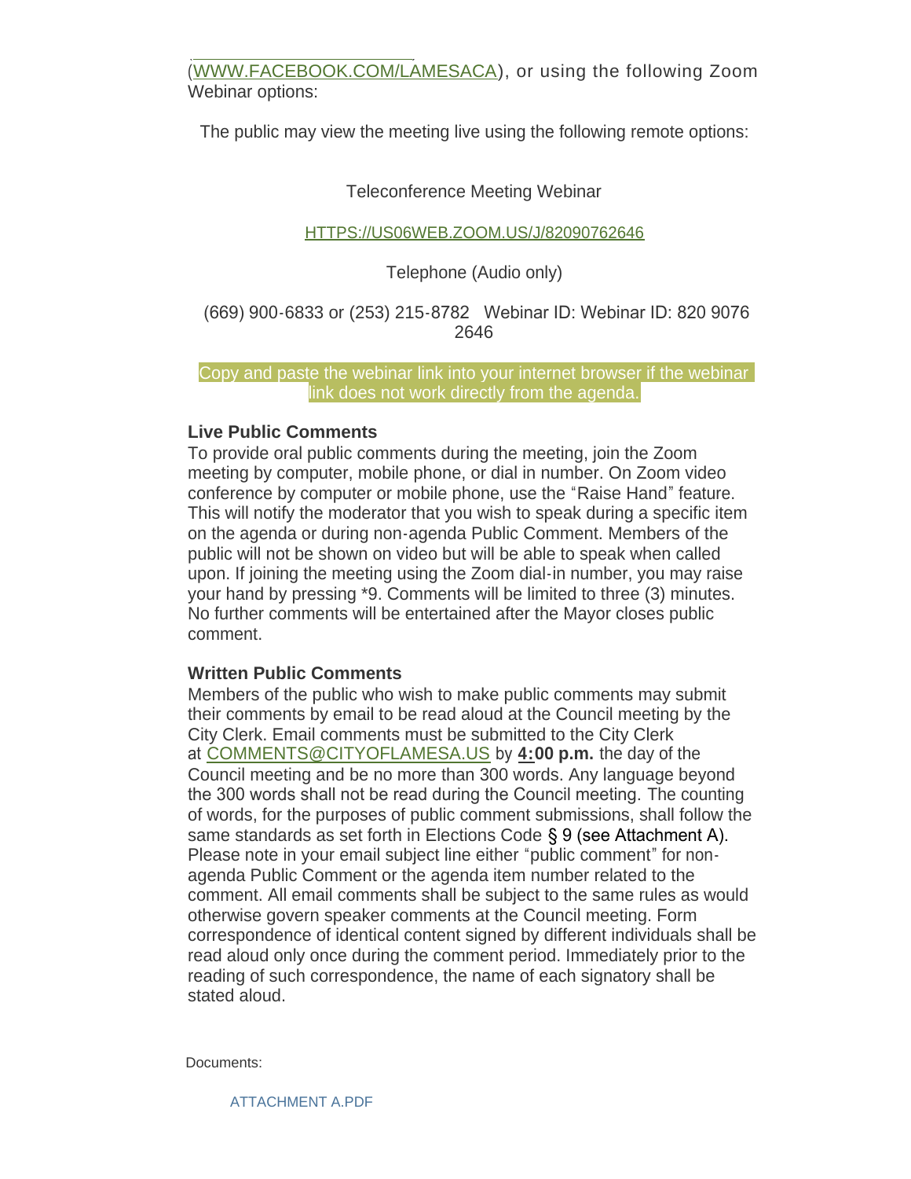(WWW.FACEBOOK.COM/LAMESACA), or using the following Zoom Webinar options:

The public may view the meeting live using the following remote options:

Teleconference Meeting Webinar

HTTPS://US06WEB.ZOOM.US/J/82090762646

Telephone (Audio only)

(669) 900-6833 or (253) 215-8782 Webinar ID: Webinar ID: 820 9076 2646

Copy and paste the webinar link into your internet browser if the webinar link does not work directly from the agenda.

**Live Public Comments**

To provide oral public comments during the meeting, join the Zoom meeting by computer, mobile phone, or dial in number. On Zoom video conference by computer or mobile phone, use the "Raise Hand" feature. This will notify the moderator that you wish to speak during a specific item on the agenda or during non-agenda Public Comment. Members of the public will not be shown on video but will be able to speak when called upon. If joining the meeting using the Zoom dial-in number, you may raise your hand by pressing *9. Comments will be limited to three (3) minutes. No further comments will be entertained after the Mayor closes public comment.

**Written Public Comments**

Members of the public who wish to make public comments may submit their comments by email to be read aloud at the Council meeting by the City Clerk. Email comments must be submitted to the City Clerk at COMMENTS@CITYOFLAMESA.US by **4:00 p.m.** the day of the Council meeting and be no more than 300 words. Any language beyond the 300 words shall not be read during the Council meeting. The counting of words, for the purposes of public comment submissions, shall follow the same standards as set forth in Elections Code § 9 (see Attachment A). Please note in your email subject line either "public comment" for non-agenda Public Comment or the agenda item number related to the comment. All email comments shall be subject to the same rules as would otherwise govern speaker comments at the Council meeting. Form correspondence of identical content signed by different individuals shall be read aloud only once during the comment period. Immediately prior to the reading of such correspondence, the name of each signatory shall be stated aloud.

Documents:

ATTACHMENT A.PDF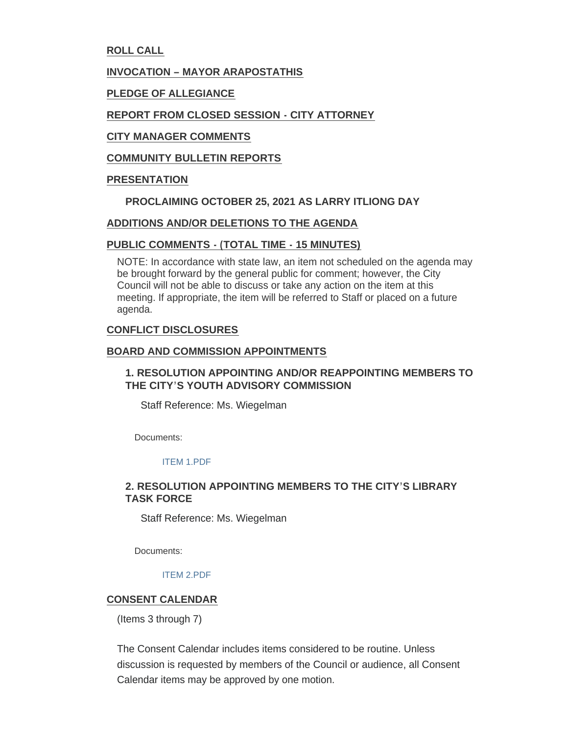## ROLL CALL

## INVOCATION – MAYOR ARAPOSTATHIS

## PLEDGE OF ALLEGIANCE

## REPORT FROM CLOSED SESSION - CITY ATTORNEY

## CITY MANAGER COMMENTS

## COMMUNITY BULLETIN REPORTS

## PRESENTATION

### PROCLAIMING OCTOBER 25, 2021 AS LARRY ITLIONG DAY

## ADDITIONS AND/OR DELETIONS TO THE AGENDA

## PUBLIC COMMENTS - (TOTAL TIME - 15 MINUTES)

NOTE: In accordance with state law, an item not scheduled on the agenda may be brought forward by the general public for comment; however, the City Council will not be able to discuss or take any action on the item at this meeting. If appropriate, the item will be referred to Staff or placed on a future agenda.

## CONFLICT DISCLOSURES

## BOARD AND COMMISSION APPOINTMENTS

### 1. RESOLUTION APPOINTING AND/OR REAPPOINTING MEMBERS TO THE CITY'S YOUTH ADVISORY COMMISSION

Staff Reference: Ms. Wiegelman

Documents:

ITEM 1.PDF

### 2. RESOLUTION APPOINTING MEMBERS TO THE CITY'S LIBRARY TASK FORCE

Staff Reference: Ms. Wiegelman

Documents:

ITEM 2.PDF

## CONSENT CALENDAR

(Items 3 through 7)

The Consent Calendar includes items considered to be routine. Unless discussion is requested by members of the Council or audience, all Consent Calendar items may be approved by one motion.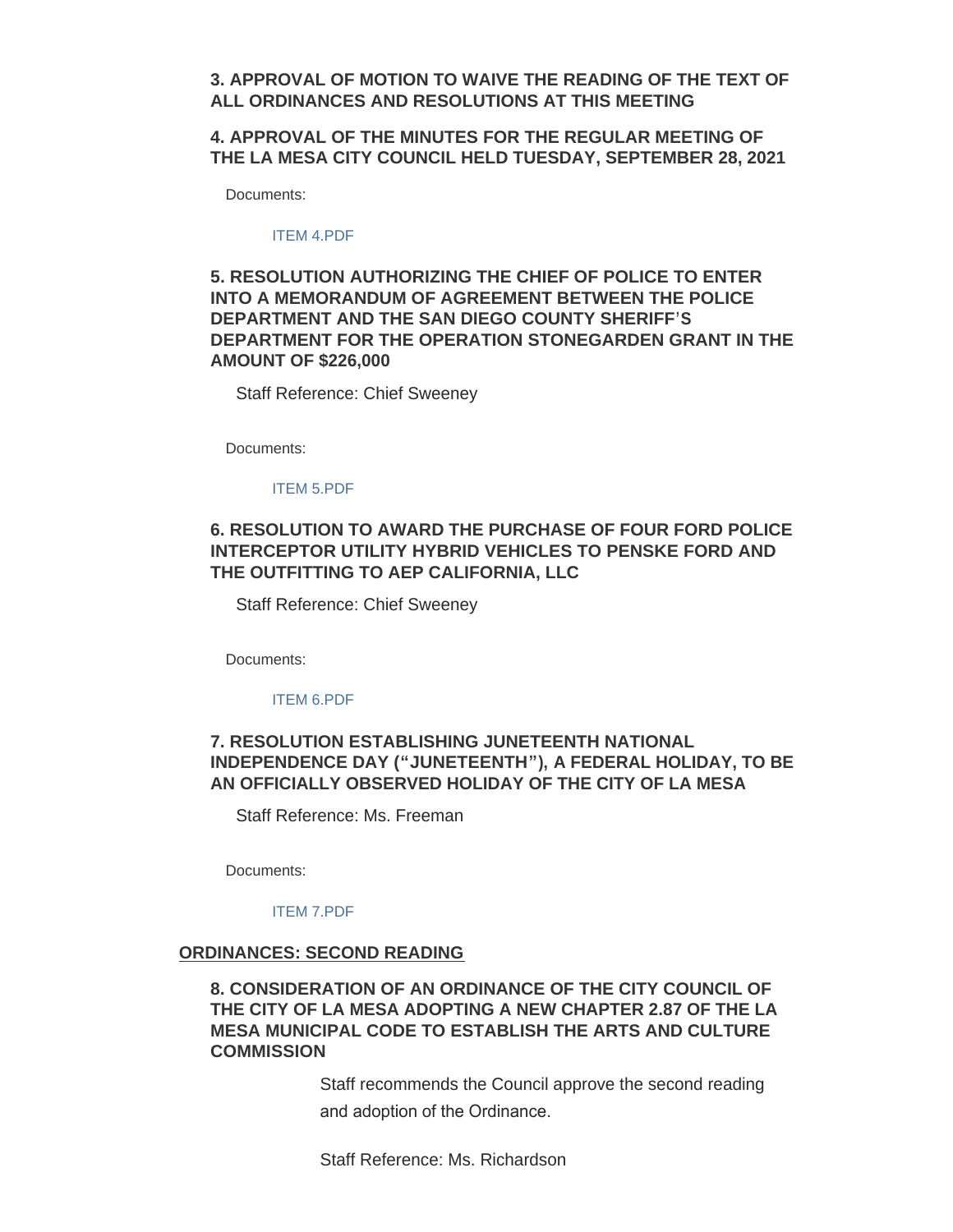### 3. APPROVAL OF MOTION TO WAIVE THE READING OF THE TEXT OF ALL ORDINANCES AND RESOLUTIONS AT THIS MEETING

### 4. APPROVAL OF THE MINUTES FOR THE REGULAR MEETING OF THE LA MESA CITY COUNCIL HELD TUESDAY, SEPTEMBER 28, 2021

Documents:

ITEM 4.PDF

### 5. RESOLUTION AUTHORIZING THE CHIEF OF POLICE TO ENTER INTO A MEMORANDUM OF AGREEMENT BETWEEN THE POLICE DEPARTMENT AND THE SAN DIEGO COUNTY SHERIFF'S DEPARTMENT FOR THE OPERATION STONEGARDEN GRANT IN THE AMOUNT OF $226,000

Staff Reference: Chief Sweeney

Documents:

ITEM 5.PDF

### 6. RESOLUTION TO AWARD THE PURCHASE OF FOUR FORD POLICE INTERCEPTOR UTILITY HYBRID VEHICLES TO PENSKE FORD AND THE OUTFITTING TO AEP CALIFORNIA, LLC

Staff Reference: Chief Sweeney

Documents:

ITEM 6.PDF

### 7. RESOLUTION ESTABLISHING JUNETEENTH NATIONAL INDEPENDENCE DAY ("JUNETEENTH"), A FEDERAL HOLIDAY, TO BE AN OFFICIALLY OBSERVED HOLIDAY OF THE CITY OF LA MESA

Staff Reference: Ms. Freeman

Documents:

ITEM 7.PDF

## ORDINANCES: SECOND READING

### 8. CONSIDERATION OF AN ORDINANCE OF THE CITY COUNCIL OF THE CITY OF LA MESA ADOPTING A NEW CHAPTER 2.87 OF THE LA MESA MUNICIPAL CODE TO ESTABLISH THE ARTS AND CULTURE COMMISSION

Staff recommends the Council approve the second reading and adoption of the Ordinance.

Staff Reference: Ms. Richardson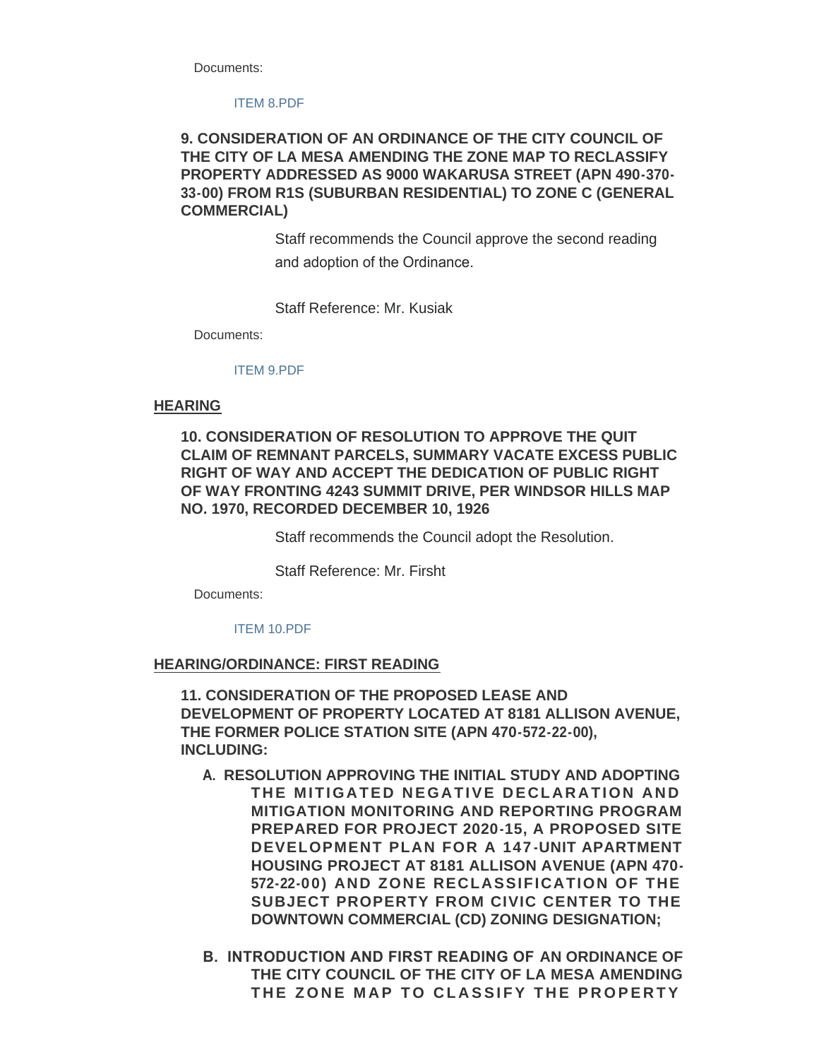Documents:

ITEM 8.PDF

**9. CONSIDERATION OF AN ORDINANCE OF THE CITY COUNCIL OF THE CITY OF LA MESA AMENDING THE ZONE MAP TO RECLASSIFY PROPERTY ADDRESSED AS 9000 WAKARUSA STREET (APN 490-370-33-00) FROM R1S (SUBURBAN RESIDENTIAL) TO ZONE C (GENERAL COMMERCIAL)**

Staff recommends the Council approve the second reading and adoption of the Ordinance.

Staff Reference: Mr. Kusiak

Documents:

ITEM 9.PDF

## HEARING

**10. CONSIDERATION OF RESOLUTION TO APPROVE THE QUIT CLAIM OF REMNANT PARCELS, SUMMARY VACATE EXCESS PUBLIC RIGHT OF WAY AND ACCEPT THE DEDICATION OF PUBLIC RIGHT OF WAY FRONTING 4243 SUMMIT DRIVE, PER WINDSOR HILLS MAP NO. 1970, RECORDED DECEMBER 10, 1926**

Staff recommends the Council adopt the Resolution.

Staff Reference: Mr. Firsht

Documents:

ITEM 10.PDF

## HEARING/ORDINANCE: FIRST READING

**11. CONSIDERATION OF THE PROPOSED LEASE AND DEVELOPMENT OF PROPERTY LOCATED AT 8181 ALLISON AVENUE, THE FORMER POLICE STATION SITE (APN 470-572-22-00), INCLUDING:**

A. **RESOLUTION APPROVING THE INITIAL STUDY AND ADOPTING THE MITIGATED NEGATIVE DECLARATION AND MITIGATION MONITORING AND REPORTING PROGRAM PREPARED FOR PROJECT 2020-15, A PROPOSED SITE DEVELOPMENT PLAN FOR A 147-UNIT APARTMENT HOUSING PROJECT AT 8181 ALLISON AVENUE (APN 470-572-22-00) AND ZONE RECLASSIFICATION OF THE SUBJECT PROPERTY FROM CIVIC CENTER TO THE DOWNTOWN COMMERCIAL (CD) ZONING DESIGNATION;**

B. **INTRODUCTION AND FIRST READING OF AN ORDINANCE OF THE CITY COUNCIL OF THE CITY OF LA MESA AMENDING THE ZONE MAP TO CLASSIFY THE PROPERTY**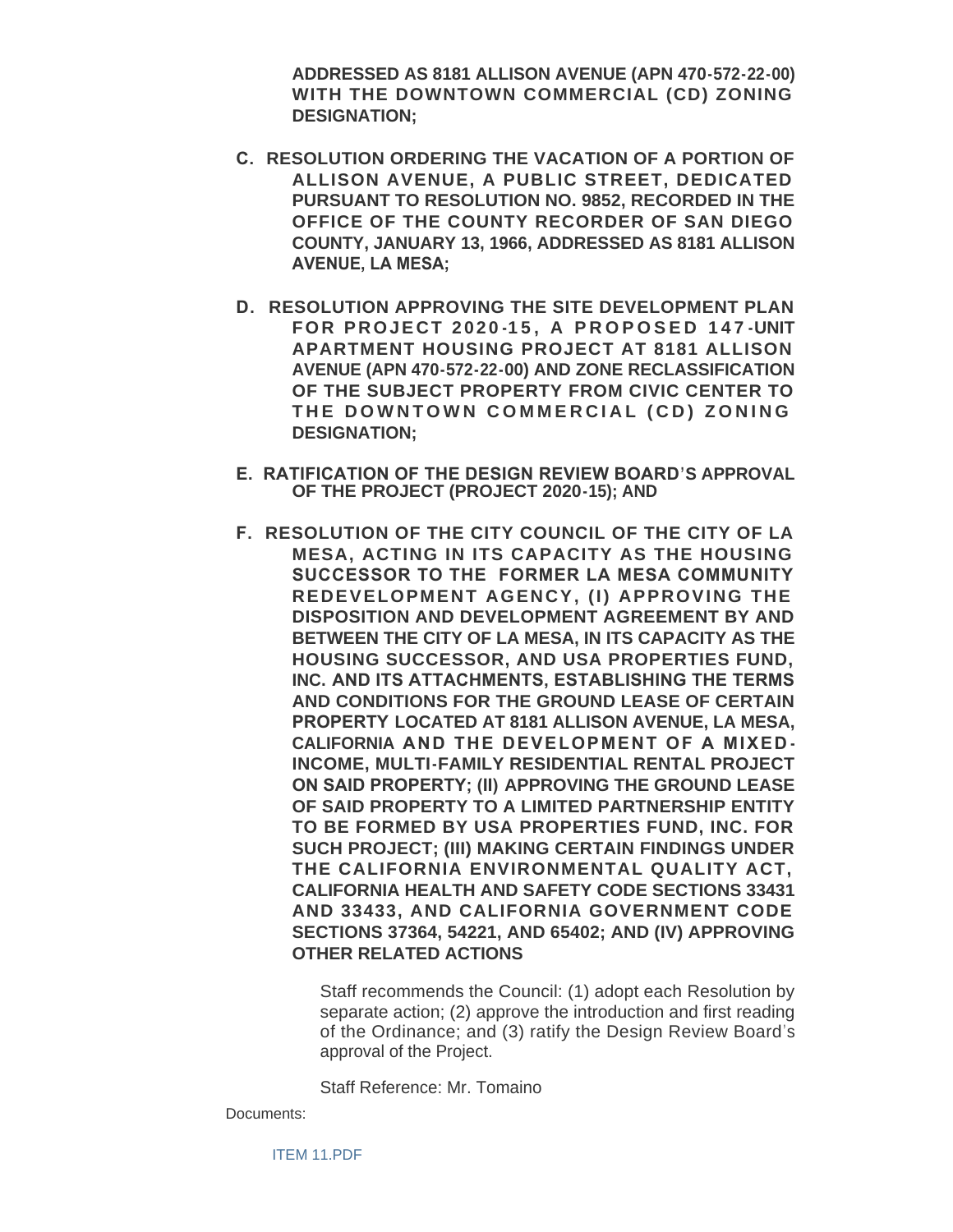**ADDRESSED AS 8181 ALLISON AVENUE (APN 470-572-22-00) WITH THE DOWNTOWN COMMERCIAL (CD) ZONING DESIGNATION;**

**C. RESOLUTION ORDERING THE VACATION OF A PORTION OF ALLISON AVENUE, A PUBLIC STREET, DEDICATED PURSUANT TO RESOLUTION NO. 9852, RECORDED IN THE OFFICE OF THE COUNTY RECORDER OF SAN DIEGO COUNTY, JANUARY 13, 1966, ADDRESSED AS 8181 ALLISON AVENUE, LA MESA;**

**D. RESOLUTION APPROVING THE SITE DEVELOPMENT PLAN FOR PROJECT 2020-15, A PROPOSED 147-UNIT APARTMENT HOUSING PROJECT AT 8181 ALLISON AVENUE (APN 470-572-22-00) AND ZONE RECLASSIFICATION OF THE SUBJECT PROPERTY FROM CIVIC CENTER TO THE DOWNTOWN COMMERCIAL (CD) ZONING DESIGNATION;**

**E. RATIFICATION OF THE DESIGN REVIEW BOARD'S APPROVAL OF THE PROJECT (PROJECT 2020-15); AND**

**F. RESOLUTION OF THE CITY COUNCIL OF THE CITY OF LA MESA, ACTING IN ITS CAPACITY AS THE HOUSING SUCCESSOR TO THE FORMER LA MESA COMMUNITY REDEVELOPMENT AGENCY, (I) APPROVING THE DISPOSITION AND DEVELOPMENT AGREEMENT BY AND BETWEEN THE CITY OF LA MESA, IN ITS CAPACITY AS THE HOUSING SUCCESSOR, AND USA PROPERTIES FUND, INC. AND ITS ATTACHMENTS, ESTABLISHING THE TERMS AND CONDITIONS FOR THE GROUND LEASE OF CERTAIN PROPERTY LOCATED AT 8181 ALLISON AVENUE, LA MESA, CALIFORNIA AND THE DEVELOPMENT OF A MIXED-INCOME, MULTI-FAMILY RESIDENTIAL RENTAL PROJECT ON SAID PROPERTY; (II) APPROVING THE GROUND LEASE OF SAID PROPERTY TO A LIMITED PARTNERSHIP ENTITY TO BE FORMED BY USA PROPERTIES FUND, INC. FOR SUCH PROJECT; (III) MAKING CERTAIN FINDINGS UNDER THE CALIFORNIA ENVIRONMENTAL QUALITY ACT, CALIFORNIA HEALTH AND SAFETY CODE SECTIONS 33431 AND 33433, AND CALIFORNIA GOVERNMENT CODE SECTIONS 37364, 54221, AND 65402; AND (IV) APPROVING OTHER RELATED ACTIONS**

Staff recommends the Council: (1) adopt each Resolution by separate action; (2) approve the introduction and first reading of the Ordinance; and (3) ratify the Design Review Board's approval of the Project.

Staff Reference: Mr. Tomaino

Documents:

ITEM 11.PDF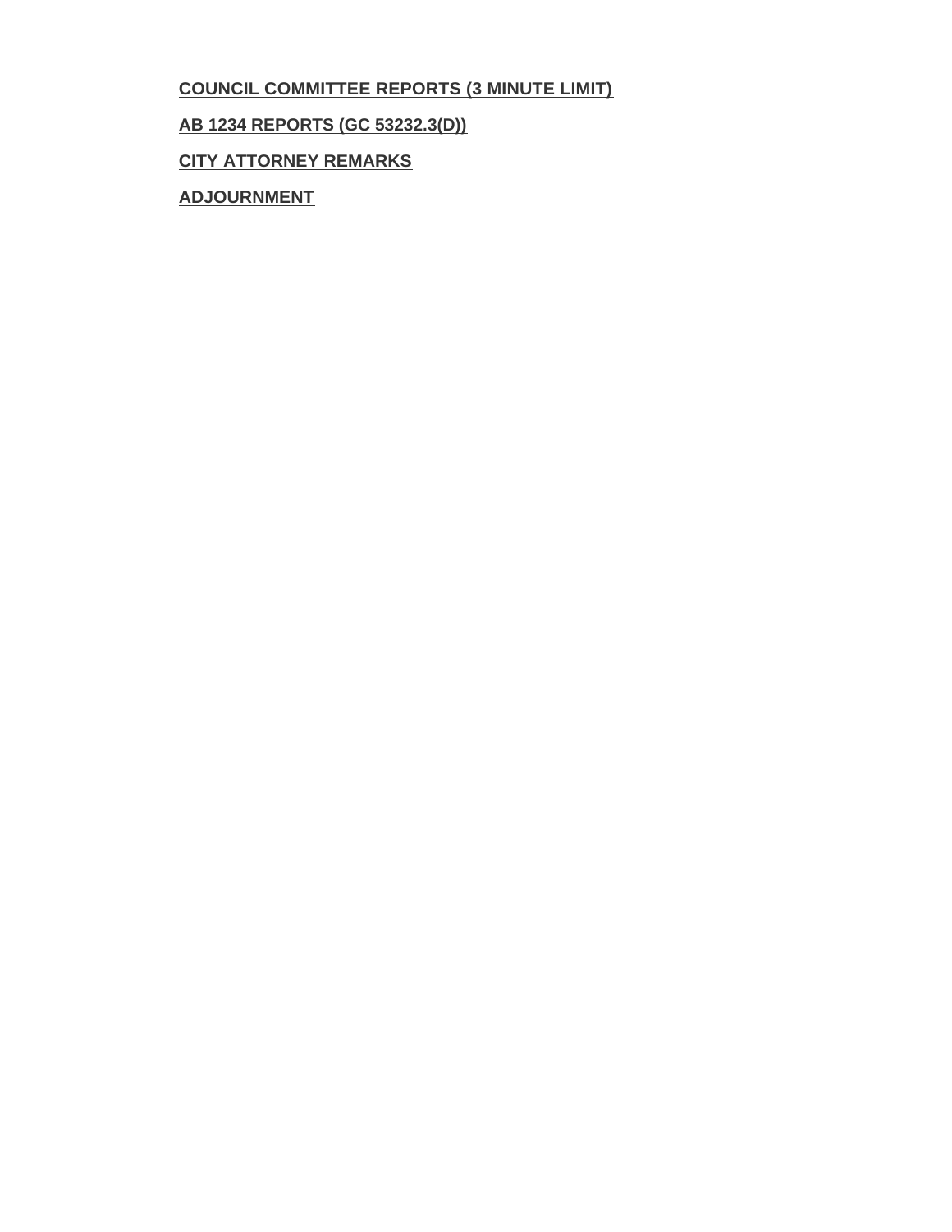**COUNCIL COMMITTEE REPORTS (3 MINUTE LIMIT)**

**AB 1234 REPORTS (GC 53232.3(D))**

**CITY ATTORNEY REMARKS**

**ADJOURNMENT**